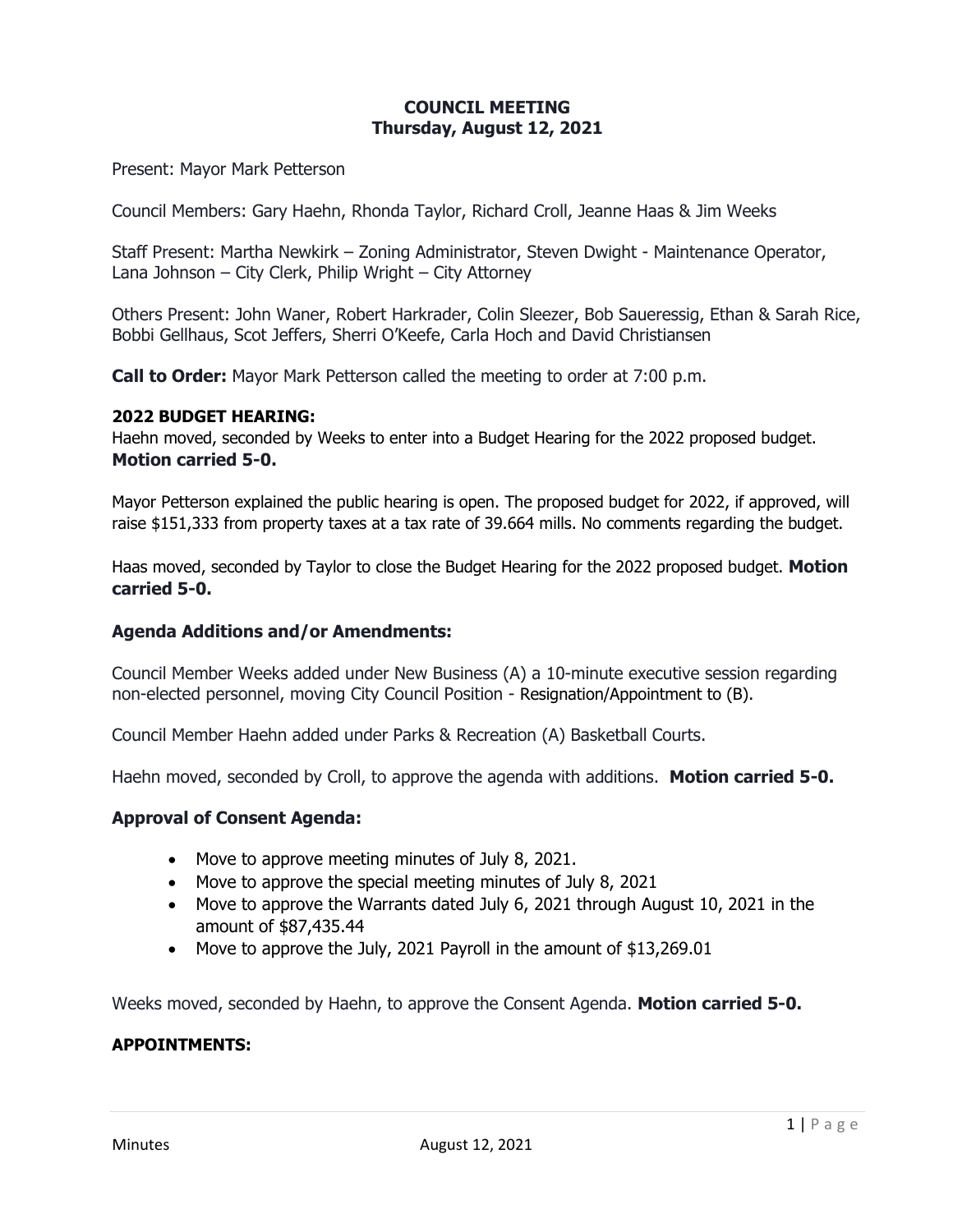# COUNCIL MEETING
## Thursday, August 12, 2021

Present: Mayor Mark Petterson

Council Members: Gary Haehn, Rhonda Taylor, Richard Croll, Jeanne Haas & Jim Weeks

Staff Present: Martha Newkirk – Zoning Administrator, Steven Dwight - Maintenance Operator, Lana Johnson – City Clerk, Philip Wright – City Attorney

Others Present: John Waner, Robert Harkrader, Colin Sleezer, Bob Saueressig, Ethan & Sarah Rice, Bobbi Gellhaus, Scot Jeffers, Sherri O'Keefe, Carla Hoch and David Christiansen

**Call to Order:** Mayor Mark Petterson called the meeting to order at 7:00 p.m.

**2022 BUDGET HEARING:**
Haehn moved, seconded by Weeks to enter into a Budget Hearing for the 2022 proposed budget. **Motion carried 5-0.**

Mayor Petterson explained the public hearing is open. The proposed budget for 2022, if approved, will raise $151,333 from property taxes at a tax rate of 39.664 mills. No comments regarding the budget.

Haas moved, seconded by Taylor to close the Budget Hearing for the 2022 proposed budget. **Motion carried 5-0.**

**Agenda Additions and/or Amendments:**

Council Member Weeks added under New Business (A) a 10-minute executive session regarding non-elected personnel, moving City Council Position - Resignation/Appointment to (B).

Council Member Haehn added under Parks & Recreation (A) Basketball Courts.

Haehn moved, seconded by Croll, to approve the agenda with additions. **Motion carried 5-0.**

**Approval of Consent Agenda:**

- Move to approve meeting minutes of July 8, 2021.
- Move to approve the special meeting minutes of July 8, 2021
- Move to approve the Warrants dated July 6, 2021 through August 10, 2021 in the amount of $87,435.44
- Move to approve the July, 2021 Payroll in the amount of $13,269.01

Weeks moved, seconded by Haehn, to approve the Consent Agenda. **Motion carried 5-0.**

**APPOINTMENTS:**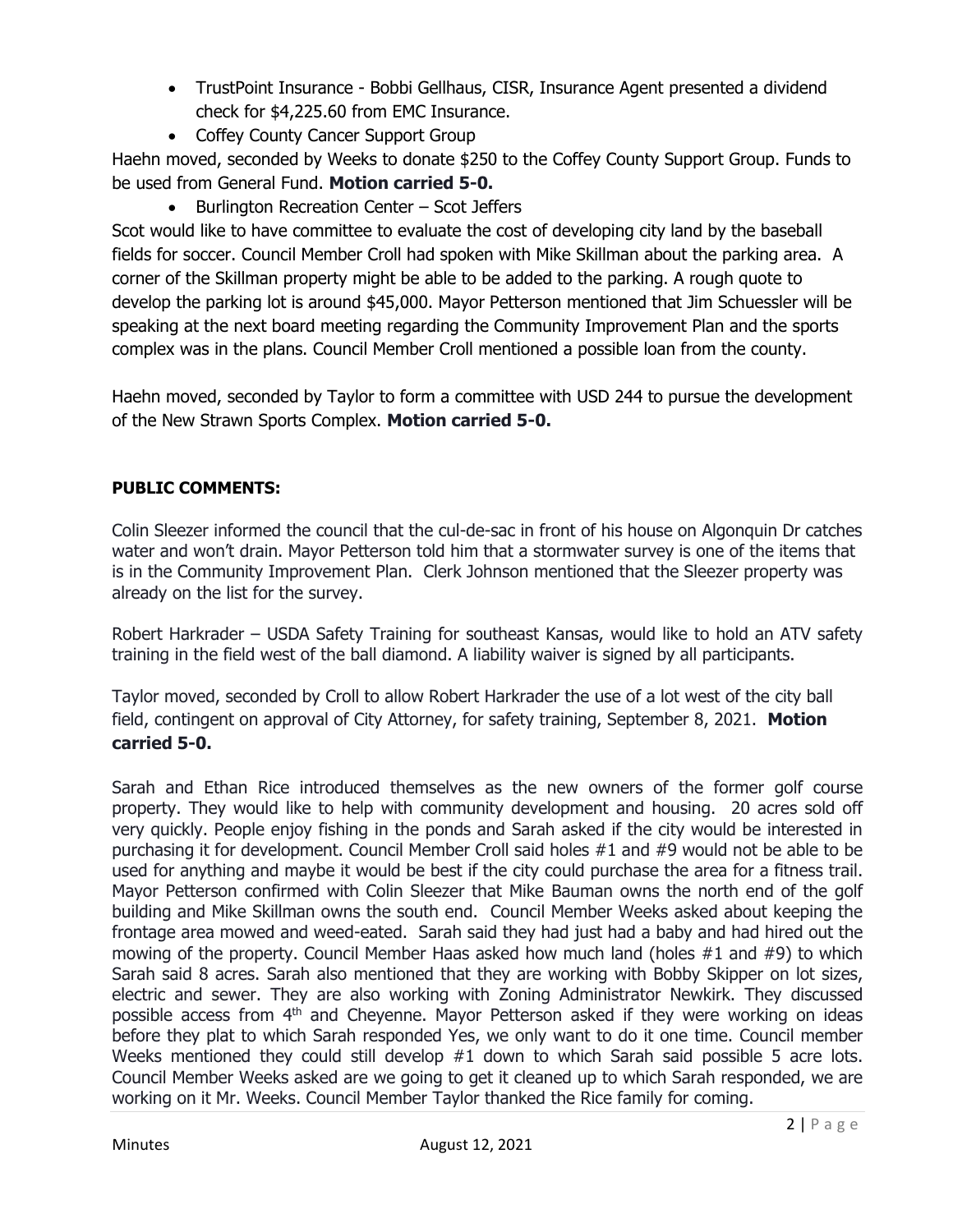- TrustPoint Insurance - Bobbi Gellhaus, CISR, Insurance Agent presented a dividend check for $4,225.60 from EMC Insurance.
- Coffey County Cancer Support Group

Haehn moved, seconded by Weeks to donate $250 to the Coffey County Support Group. Funds to be used from General Fund. **Motion carried 5-0.**

- Burlington Recreation Center – Scot Jeffers

Scot would like to have committee to evaluate the cost of developing city land by the baseball fields for soccer. Council Member Croll had spoken with Mike Skillman about the parking area. A corner of the Skillman property might be able to be added to the parking. A rough quote to develop the parking lot is around $45,000. Mayor Petterson mentioned that Jim Schuessler will be speaking at the next board meeting regarding the Community Improvement Plan and the sports complex was in the plans. Council Member Croll mentioned a possible loan from the county.

Haehn moved, seconded by Taylor to form a committee with USD 244 to pursue the development of the New Strawn Sports Complex. **Motion carried 5-0.**

**PUBLIC COMMENTS:**

Colin Sleezer informed the council that the cul-de-sac in front of his house on Algonquin Dr catches water and won't drain. Mayor Petterson told him that a stormwater survey is one of the items that is in the Community Improvement Plan. Clerk Johnson mentioned that the Sleezer property was already on the list for the survey.

Robert Harkrader – USDA Safety Training for southeast Kansas, would like to hold an ATV safety training in the field west of the ball diamond. A liability waiver is signed by all participants.

Taylor moved, seconded by Croll to allow Robert Harkrader the use of a lot west of the city ball field, contingent on approval of City Attorney, for safety training, September 8, 2021. **Motion carried 5-0.**

Sarah and Ethan Rice introduced themselves as the new owners of the former golf course property. They would like to help with community development and housing. 20 acres sold off very quickly. People enjoy fishing in the ponds and Sarah asked if the city would be interested in purchasing it for development. Council Member Croll said holes #1 and #9 would not be able to be used for anything and maybe it would be best if the city could purchase the area for a fitness trail. Mayor Petterson confirmed with Colin Sleezer that Mike Bauman owns the north end of the golf building and Mike Skillman owns the south end. Council Member Weeks asked about keeping the frontage area mowed and weed-eated. Sarah said they had just had a baby and had hired out the mowing of the property. Council Member Haas asked how much land (holes #1 and #9) to which Sarah said 8 acres. Sarah also mentioned that they are working with Bobby Skipper on lot sizes, electric and sewer. They are also working with Zoning Administrator Newkirk. They discussed possible access from 4th and Cheyenne. Mayor Petterson asked if they were working on ideas before they plat to which Sarah responded Yes, we only want to do it one time. Council member Weeks mentioned they could still develop #1 down to which Sarah said possible 5 acre lots. Council Member Weeks asked are we going to get it cleaned up to which Sarah responded, we are working on it Mr. Weeks. Council Member Taylor thanked the Rice family for coming.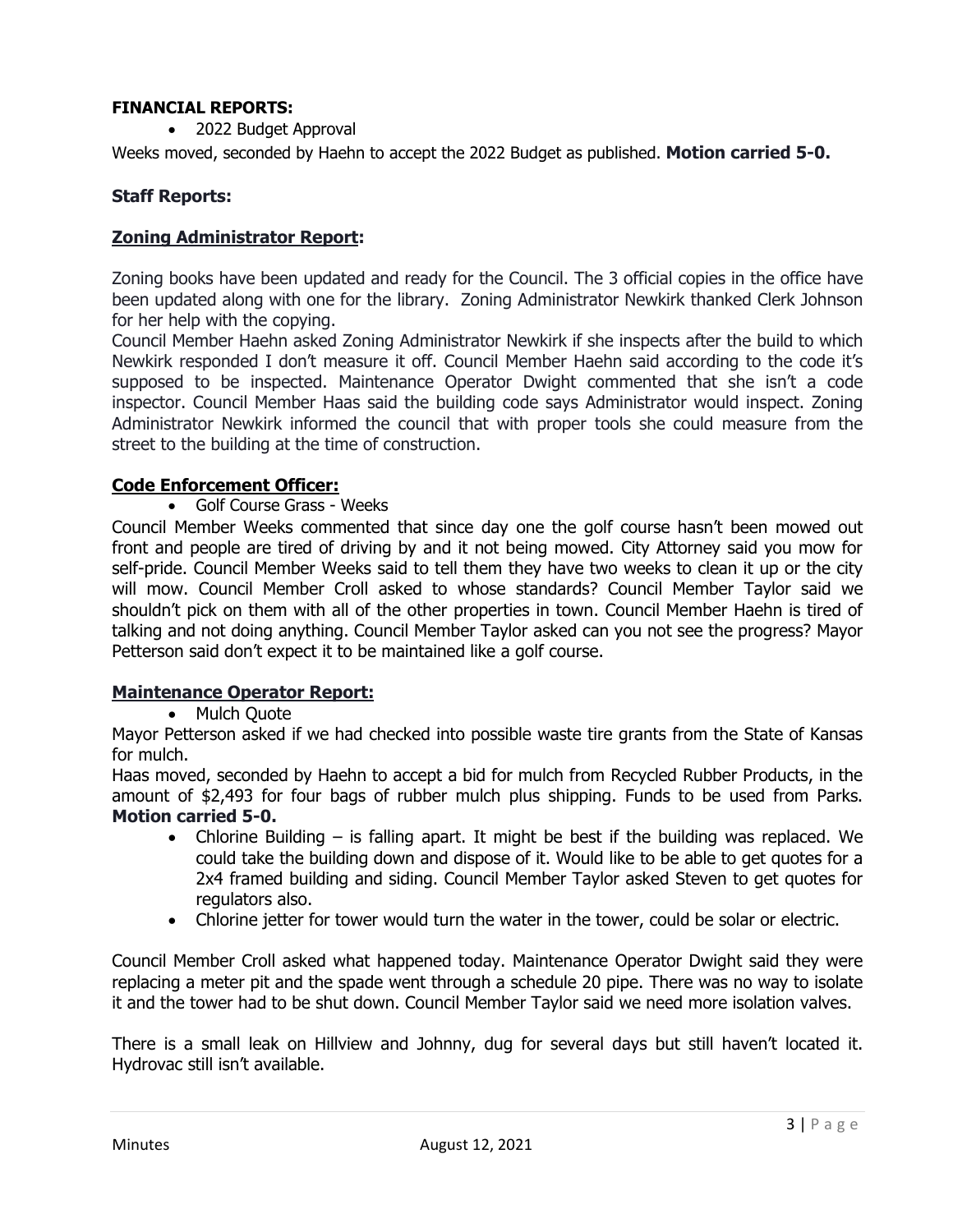**FINANCIAL REPORTS:**

- 2022 Budget Approval

Weeks moved, seconded by Haehn to accept the 2022 Budget as published. **Motion carried 5-0.**

## Staff Reports:

### Zoning Administrator Report:

Zoning books have been updated and ready for the Council. The 3 official copies in the office have been updated along with one for the library. Zoning Administrator Newkirk thanked Clerk Johnson for her help with the copying.
Council Member Haehn asked Zoning Administrator Newkirk if she inspects after the build to which Newkirk responded I don't measure it off. Council Member Haehn said according to the code it's supposed to be inspected. Maintenance Operator Dwight commented that she isn't a code inspector. Council Member Haas said the building code says Administrator would inspect. Zoning Administrator Newkirk informed the council that with proper tools she could measure from the street to the building at the time of construction.

### Code Enforcement Officer:

- Golf Course Grass - Weeks

Council Member Weeks commented that since day one the golf course hasn't been mowed out front and people are tired of driving by and it not being mowed. City Attorney said you mow for self-pride. Council Member Weeks said to tell them they have two weeks to clean it up or the city will mow. Council Member Croll asked to whose standards? Council Member Taylor said we shouldn't pick on them with all of the other properties in town. Council Member Haehn is tired of talking and not doing anything. Council Member Taylor asked can you not see the progress? Mayor Petterson said don't expect it to be maintained like a golf course.

### Maintenance Operator Report:

- Mulch Quote

Mayor Petterson asked if we had checked into possible waste tire grants from the State of Kansas for mulch.
Haas moved, seconded by Haehn to accept a bid for mulch from Recycled Rubber Products, in the amount of $2,493 for four bags of rubber mulch plus shipping. Funds to be used from Parks. **Motion carried 5-0.**

- Chlorine Building – is falling apart. It might be best if the building was replaced. We could take the building down and dispose of it. Would like to be able to get quotes for a 2x4 framed building and siding. Council Member Taylor asked Steven to get quotes for regulators also.
- Chlorine jetter for tower would turn the water in the tower, could be solar or electric.

Council Member Croll asked what happened today. Maintenance Operator Dwight said they were replacing a meter pit and the spade went through a schedule 20 pipe. There was no way to isolate it and the tower had to be shut down. Council Member Taylor said we need more isolation valves.

There is a small leak on Hillview and Johnny, dug for several days but still haven't located it. Hydrovac still isn't available.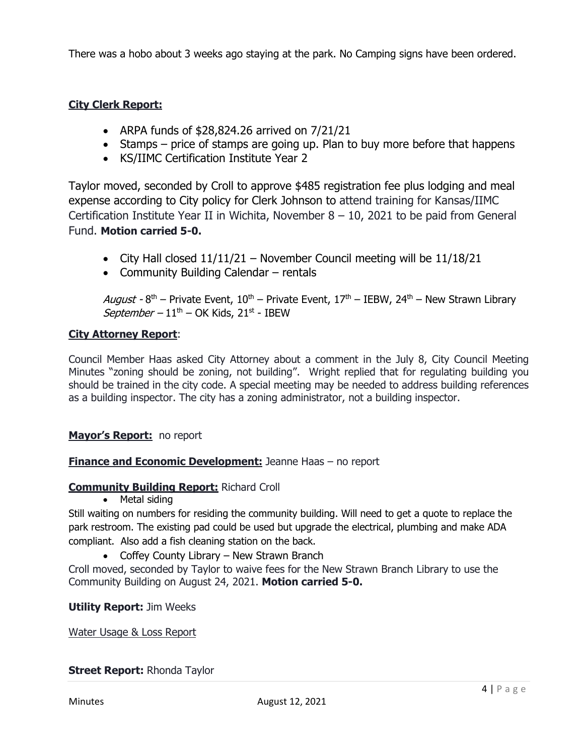There was a hobo about 3 weeks ago staying at the park. No Camping signs have been ordered.

**City Clerk Report:**

- ARPA funds of $28,824.26 arrived on 7/21/21
- Stamps – price of stamps are going up. Plan to buy more before that happens
- KS/IIMC Certification Institute Year 2

Taylor moved, seconded by Croll to approve $485 registration fee plus lodging and meal expense according to City policy for Clerk Johnson to attend training for Kansas/IIMC Certification Institute Year II in Wichita, November 8 – 10, 2021 to be paid from General Fund. **Motion carried 5-0.**

- City Hall closed 11/11/21 – November Council meeting will be 11/18/21
- Community Building Calendar – rentals

*August* - 8th – Private Event, 10th – Private Event, 17th – IEBW, 24th – New Strawn Library
*September* – 11th – OK Kids, 21st - IBEW

**City Attorney Report**:

Council Member Haas asked City Attorney about a comment in the July 8, City Council Meeting Minutes "zoning should be zoning, not building". Wright replied that for regulating building you should be trained in the city code. A special meeting may be needed to address building references as a building inspector. The city has a zoning administrator, not a building inspector.

**Mayor's Report:** no report

**Finance and Economic Development:** Jeanne Haas – no report

**Community Building Report:** Richard Croll

- Metal siding

Still waiting on numbers for residing the community building. Will need to get a quote to replace the park restroom. The existing pad could be used but upgrade the electrical, plumbing and make ADA compliant. Also add a fish cleaning station on the back.

- Coffey County Library – New Strawn Branch

Croll moved, seconded by Taylor to waive fees for the New Strawn Branch Library to use the Community Building on August 24, 2021. **Motion carried 5-0.**

**Utility Report:** Jim Weeks

Water Usage & Loss Report

**Street Report:** Rhonda Taylor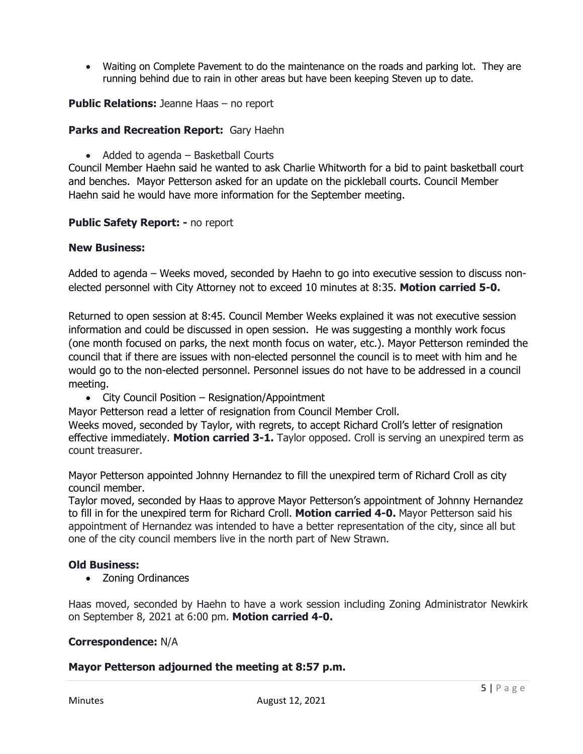- Waiting on Complete Pavement to do the maintenance on the roads and parking lot. They are running behind due to rain in other areas but have been keeping Steven up to date.

**Public Relations:** Jeanne Haas – no report

**Parks and Recreation Report:** Gary Haehn

- Added to agenda – Basketball Courts

Council Member Haehn said he wanted to ask Charlie Whitworth for a bid to paint basketball court and benches. Mayor Petterson asked for an update on the pickleball courts. Council Member Haehn said he would have more information for the September meeting.

**Public Safety Report: -** no report

**New Business:**

Added to agenda – Weeks moved, seconded by Haehn to go into executive session to discuss non-elected personnel with City Attorney not to exceed 10 minutes at 8:35. **Motion carried 5-0.**

Returned to open session at 8:45. Council Member Weeks explained it was not executive session information and could be discussed in open session. He was suggesting a monthly work focus (one month focused on parks, the next month focus on water, etc.). Mayor Petterson reminded the council that if there are issues with non-elected personnel the council is to meet with him and he would go to the non-elected personnel. Personnel issues do not have to be addressed in a council meeting.

- City Council Position – Resignation/Appointment

Mayor Petterson read a letter of resignation from Council Member Croll.
Weeks moved, seconded by Taylor, with regrets, to accept Richard Croll's letter of resignation effective immediately. **Motion carried 3-1.** Taylor opposed. Croll is serving an unexpired term as count treasurer.

Mayor Petterson appointed Johnny Hernandez to fill the unexpired term of Richard Croll as city council member.
Taylor moved, seconded by Haas to approve Mayor Petterson's appointment of Johnny Hernandez to fill in for the unexpired term for Richard Croll. **Motion carried 4-0.** Mayor Petterson said his appointment of Hernandez was intended to have a better representation of the city, since all but one of the city council members live in the north part of New Strawn.

**Old Business:**

- Zoning Ordinances

Haas moved, seconded by Haehn to have a work session including Zoning Administrator Newkirk on September 8, 2021 at 6:00 pm. **Motion carried 4-0.**

**Correspondence:** N/A

**Mayor Petterson adjourned the meeting at 8:57 p.m.**